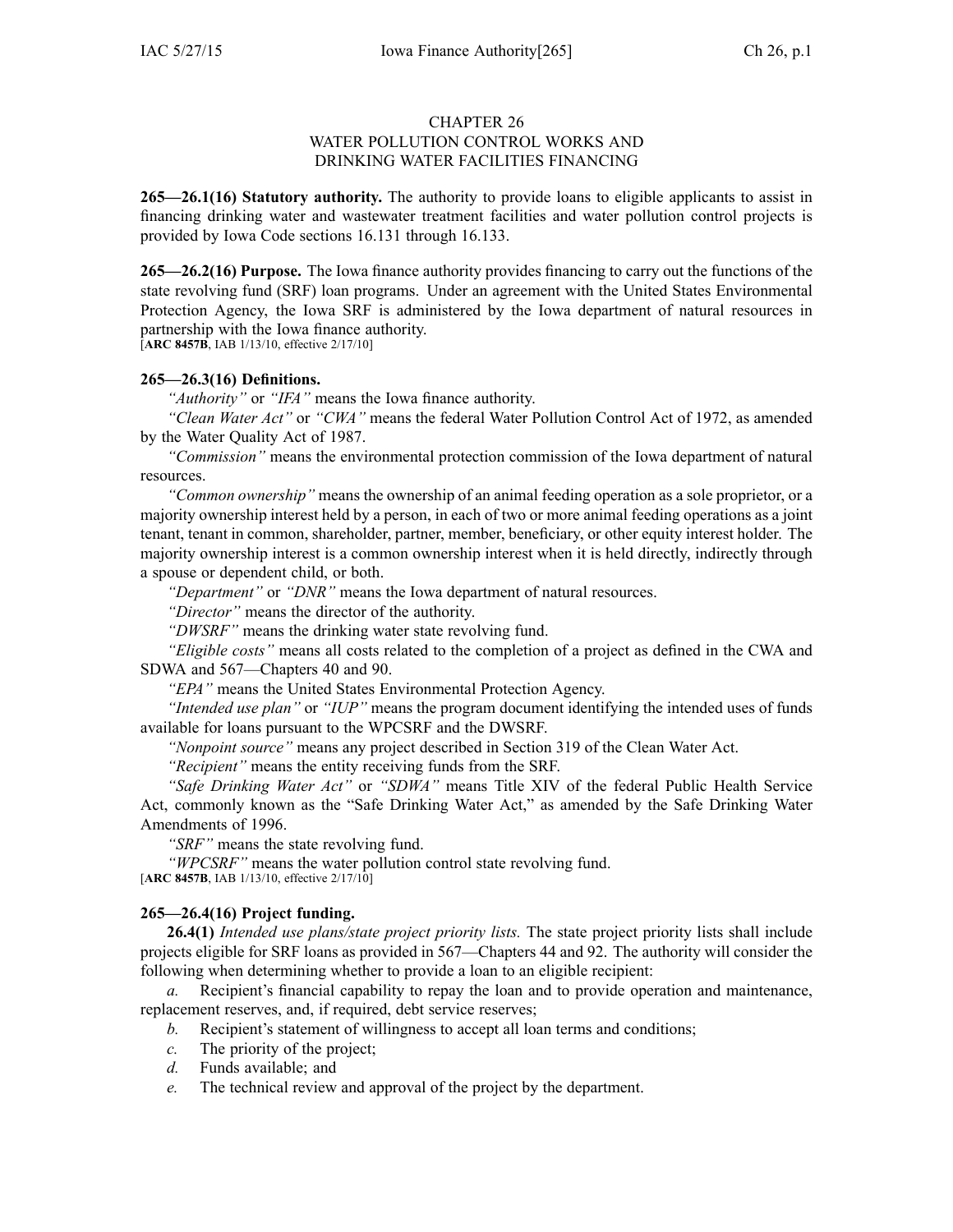# CHAPTER 26
## WATER POLLUTION CONTROL WORKS AND DRINKING WATER FACILITIES FINANCING

**265—26.1(16) Statutory authority.** The authority to provide loans to eligible applicants to assist in financing drinking water and wastewater treatment facilities and water pollution control projects is provided by Iowa Code sections 16.131 through 16.133.

**265—26.2(16) Purpose.** The Iowa finance authority provides financing to carry out the functions of the state revolving fund (SRF) loan programs. Under an agreement with the United States Environmental Protection Agency, the Iowa SRF is administered by the Iowa department of natural resources in partnership with the Iowa finance authority.
[**ARC 8457B**, IAB 1/13/10, effective 2/17/10]

**265—26.3(16) Definitions.**

*"Authority"* or *"IFA"* means the Iowa finance authority.

*"Clean Water Act"* or *"CWA"* means the federal Water Pollution Control Act of 1972, as amended by the Water Quality Act of 1987.

*"Commission"* means the environmental protection commission of the Iowa department of natural resources.

*"Common ownership"* means the ownership of an animal feeding operation as a sole proprietor, or a majority ownership interest held by a person, in each of two or more animal feeding operations as a joint tenant, tenant in common, shareholder, partner, member, beneficiary, or other equity interest holder. The majority ownership interest is a common ownership interest when it is held directly, indirectly through a spouse or dependent child, or both.

*"Department"* or *"DNR"* means the Iowa department of natural resources.

*"Director"* means the director of the authority.

*"DWSRF"* means the drinking water state revolving fund.

*"Eligible costs"* means all costs related to the completion of a project as defined in the CWA and SDWA and 567—Chapters 40 and 90.

*"EPA"* means the United States Environmental Protection Agency.

*"Intended use plan"* or *"IUP"* means the program document identifying the intended uses of funds available for loans pursuant to the WPCSRF and the DWSRF.

*"Nonpoint source"* means any project described in Section 319 of the Clean Water Act.

*"Recipient"* means the entity receiving funds from the SRF.

*"Safe Drinking Water Act"* or *"SDWA"* means Title XIV of the federal Public Health Service Act, commonly known as the "Safe Drinking Water Act," as amended by the Safe Drinking Water Amendments of 1996.

*"SRF"* means the state revolving fund.

*"WPCSRF"* means the water pollution control state revolving fund.
[**ARC 8457B**, IAB 1/13/10, effective 2/17/10]

**265—26.4(16) Project funding.**

**26.4(1)** *Intended use plans/state project priority lists.* The state project priority lists shall include projects eligible for SRF loans as provided in 567—Chapters 44 and 92. The authority will consider the following when determining whether to provide a loan to an eligible recipient:

*a.* Recipient's financial capability to repay the loan and to provide operation and maintenance, replacement reserves, and, if required, debt service reserves;

*b.* Recipient's statement of willingness to accept all loan terms and conditions;

*c.* The priority of the project;

*d.* Funds available; and

*e.* The technical review and approval of the project by the department.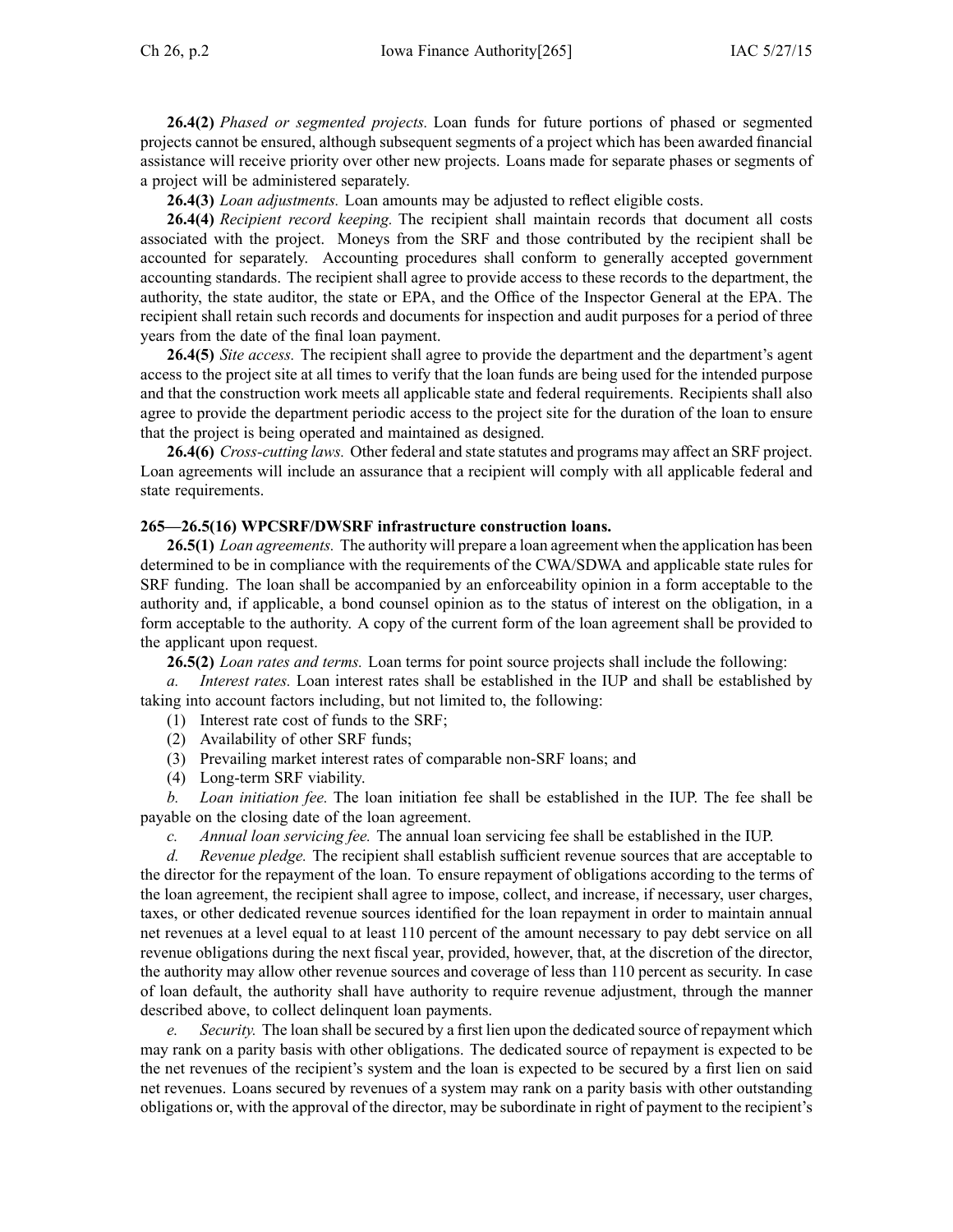**26.4(2)** *Phased or segmented projects.* Loan funds for future portions of phased or segmented projects cannot be ensured, although subsequent segments of a project which has been awarded financial assistance will receive priority over other new projects. Loans made for separate phases or segments of a project will be administered separately.

**26.4(3)** *Loan adjustments.* Loan amounts may be adjusted to reflect eligible costs.

**26.4(4)** *Recipient record keeping.* The recipient shall maintain records that document all costs associated with the project. Moneys from the SRF and those contributed by the recipient shall be accounted for separately. Accounting procedures shall conform to generally accepted government accounting standards. The recipient shall agree to provide access to these records to the department, the authority, the state auditor, the state or EPA, and the Office of the Inspector General at the EPA. The recipient shall retain such records and documents for inspection and audit purposes for a period of three years from the date of the final loan payment.

**26.4(5)** *Site access.* The recipient shall agree to provide the department and the department's agent access to the project site at all times to verify that the loan funds are being used for the intended purpose and that the construction work meets all applicable state and federal requirements. Recipients shall also agree to provide the department periodic access to the project site for the duration of the loan to ensure that the project is being operated and maintained as designed.

**26.4(6)** *Cross-cutting laws.* Other federal and state statutes and programs may affect an SRF project. Loan agreements will include an assurance that a recipient will comply with all applicable federal and state requirements.

**265—26.5(16) WPCSRF/DWSRF infrastructure construction loans.**

**26.5(1)** *Loan agreements.* The authority will prepare a loan agreement when the application has been determined to be in compliance with the requirements of the CWA/SDWA and applicable state rules for SRF funding. The loan shall be accompanied by an enforceability opinion in a form acceptable to the authority and, if applicable, a bond counsel opinion as to the status of interest on the obligation, in a form acceptable to the authority. A copy of the current form of the loan agreement shall be provided to the applicant upon request.

**26.5(2)** *Loan rates and terms.* Loan terms for point source projects shall include the following:

*a. Interest rates.* Loan interest rates shall be established in the IUP and shall be established by taking into account factors including, but not limited to, the following:

(1) Interest rate cost of funds to the SRF;

(2) Availability of other SRF funds;

(3) Prevailing market interest rates of comparable non-SRF loans; and

(4) Long-term SRF viability.

*b. Loan initiation fee.* The loan initiation fee shall be established in the IUP. The fee shall be payable on the closing date of the loan agreement.

*c. Annual loan servicing fee.* The annual loan servicing fee shall be established in the IUP.

*d. Revenue pledge.* The recipient shall establish sufficient revenue sources that are acceptable to the director for the repayment of the loan. To ensure repayment of obligations according to the terms of the loan agreement, the recipient shall agree to impose, collect, and increase, if necessary, user charges, taxes, or other dedicated revenue sources identified for the loan repayment in order to maintain annual net revenues at a level equal to at least 110 percent of the amount necessary to pay debt service on all revenue obligations during the next fiscal year, provided, however, that, at the discretion of the director, the authority may allow other revenue sources and coverage of less than 110 percent as security. In case of loan default, the authority shall have authority to require revenue adjustment, through the manner described above, to collect delinquent loan payments.

*e. Security.* The loan shall be secured by a first lien upon the dedicated source of repayment which may rank on a parity basis with other obligations. The dedicated source of repayment is expected to be the net revenues of the recipient's system and the loan is expected to be secured by a first lien on said net revenues. Loans secured by revenues of a system may rank on a parity basis with other outstanding obligations or, with the approval of the director, may be subordinate in right of payment to the recipient's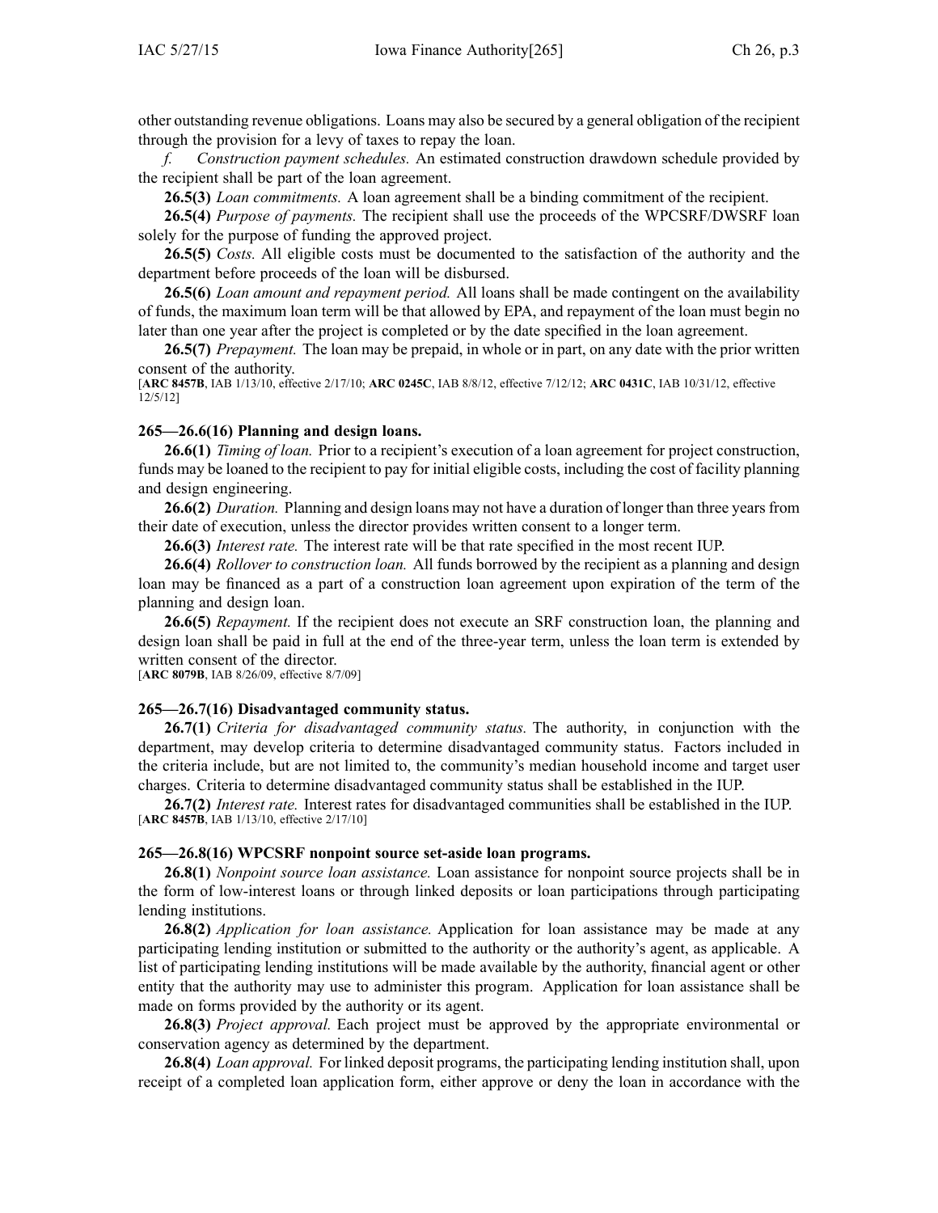other outstanding revenue obligations. Loans may also be secured by a general obligation of the recipient through the provision for a levy of taxes to repay the loan.

*f. Construction payment schedules.* An estimated construction drawdown schedule provided by the recipient shall be part of the loan agreement.

**26.5(3)** *Loan commitments.* A loan agreement shall be a binding commitment of the recipient.

**26.5(4)** *Purpose of payments.* The recipient shall use the proceeds of the WPCSRF/DWSRF loan solely for the purpose of funding the approved project.

**26.5(5)** *Costs.* All eligible costs must be documented to the satisfaction of the authority and the department before proceeds of the loan will be disbursed.

**26.5(6)** *Loan amount and repayment period.* All loans shall be made contingent on the availability of funds, the maximum loan term will be that allowed by EPA, and repayment of the loan must begin no later than one year after the project is completed or by the date specified in the loan agreement.

**26.5(7)** *Prepayment.* The loan may be prepaid, in whole or in part, on any date with the prior written consent of the authority.

[**ARC 8457B**, IAB 1/13/10, effective 2/17/10; **ARC 0245C**, IAB 8/8/12, effective 7/12/12; **ARC 0431C**, IAB 10/31/12, effective 12/5/12]

### 265—26.6(16) Planning and design loans.

**26.6(1)** *Timing of loan.* Prior to a recipient's execution of a loan agreement for project construction, funds may be loaned to the recipient to pay for initial eligible costs, including the cost of facility planning and design engineering.

**26.6(2)** *Duration.* Planning and design loans may not have a duration of longer than three years from their date of execution, unless the director provides written consent to a longer term.

**26.6(3)** *Interest rate.* The interest rate will be that rate specified in the most recent IUP.

**26.6(4)** *Rollover to construction loan.* All funds borrowed by the recipient as a planning and design loan may be financed as a part of a construction loan agreement upon expiration of the term of the planning and design loan.

**26.6(5)** *Repayment.* If the recipient does not execute an SRF construction loan, the planning and design loan shall be paid in full at the end of the three-year term, unless the loan term is extended by written consent of the director.

[**ARC 8079B**, IAB 8/26/09, effective 8/7/09]

### 265—26.7(16) Disadvantaged community status.

**26.7(1)** *Criteria for disadvantaged community status.* The authority, in conjunction with the department, may develop criteria to determine disadvantaged community status. Factors included in the criteria include, but are not limited to, the community's median household income and target user charges. Criteria to determine disadvantaged community status shall be established in the IUP.

**26.7(2)** *Interest rate.* Interest rates for disadvantaged communities shall be established in the IUP.

[**ARC 8457B**, IAB 1/13/10, effective 2/17/10]

### 265—26.8(16) WPCSRF nonpoint source set-aside loan programs.

**26.8(1)** *Nonpoint source loan assistance.* Loan assistance for nonpoint source projects shall be in the form of low-interest loans or through linked deposits or loan participations through participating lending institutions.

**26.8(2)** *Application for loan assistance.* Application for loan assistance may be made at any participating lending institution or submitted to the authority or the authority's agent, as applicable. A list of participating lending institutions will be made available by the authority, financial agent or other entity that the authority may use to administer this program. Application for loan assistance shall be made on forms provided by the authority or its agent.

**26.8(3)** *Project approval.* Each project must be approved by the appropriate environmental or conservation agency as determined by the department.

**26.8(4)** *Loan approval.* For linked deposit programs, the participating lending institution shall, upon receipt of a completed loan application form, either approve or deny the loan in accordance with the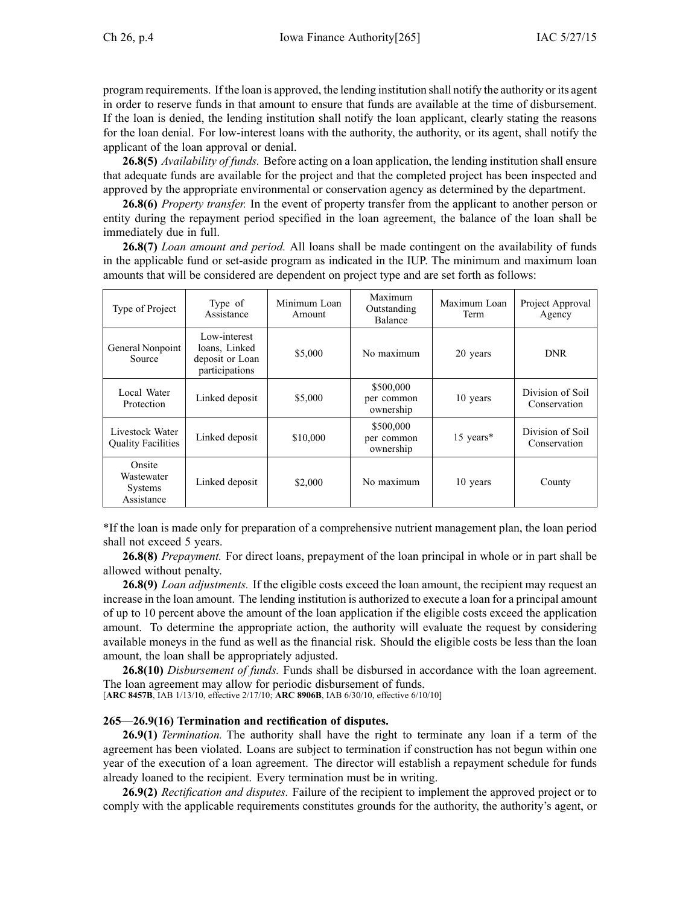program requirements. If the loan is approved, the lending institution shall notify the authority or its agent in order to reserve funds in that amount to ensure that funds are available at the time of disbursement. If the loan is denied, the lending institution shall notify the loan applicant, clearly stating the reasons for the loan denial. For low-interest loans with the authority, the authority, or its agent, shall notify the applicant of the loan approval or denial.

**26.8(5)** *Availability of funds.* Before acting on a loan application, the lending institution shall ensure that adequate funds are available for the project and that the completed project has been inspected and approved by the appropriate environmental or conservation agency as determined by the department.

**26.8(6)** *Property transfer.* In the event of property transfer from the applicant to another person or entity during the repayment period specified in the loan agreement, the balance of the loan shall be immediately due in full.

**26.8(7)** *Loan amount and period.* All loans shall be made contingent on the availability of funds in the applicable fund or set-aside program as indicated in the IUP. The minimum and maximum loan amounts that will be considered are dependent on project type and are set forth as follows:

| Type of Project | Type of Assistance | Minimum Loan Amount | Maximum Outstanding Balance | Maximum Loan Term | Project Approval Agency |
|---|---|---|---|---|---|
| General Nonpoint Source | Low-interest loans, Linked deposit or Loan participations | $5,000 | No maximum | 20 years | DNR |
| Local Water Protection | Linked deposit | $5,000 | $500,000 per common ownership | 10 years | Division of Soil Conservation |
| Livestock Water Quality Facilities | Linked deposit | $10,000 | $500,000 per common ownership | 15 years* | Division of Soil Conservation |
| Onsite Wastewater Systems Assistance | Linked deposit | $2,000 | No maximum | 10 years | County |

*If the loan is made only for preparation of a comprehensive nutrient management plan, the loan period shall not exceed 5 years.

**26.8(8)** *Prepayment.* For direct loans, prepayment of the loan principal in whole or in part shall be allowed without penalty.

**26.8(9)** *Loan adjustments.* If the eligible costs exceed the loan amount, the recipient may request an increase in the loan amount. The lending institution is authorized to execute a loan for a principal amount of up to 10 percent above the amount of the loan application if the eligible costs exceed the application amount. To determine the appropriate action, the authority will evaluate the request by considering available moneys in the fund as well as the financial risk. Should the eligible costs be less than the loan amount, the loan shall be appropriately adjusted.

**26.8(10)** *Disbursement of funds.* Funds shall be disbursed in accordance with the loan agreement. The loan agreement may allow for periodic disbursement of funds.
[**ARC 8457B**, IAB 1/13/10, effective 2/17/10; **ARC 8906B**, IAB 6/30/10, effective 6/10/10]

**265—26.9(16) Termination and rectification of disputes.**

**26.9(1)** *Termination.* The authority shall have the right to terminate any loan if a term of the agreement has been violated. Loans are subject to termination if construction has not begun within one year of the execution of a loan agreement. The director will establish a repayment schedule for funds already loaned to the recipient. Every termination must be in writing.

**26.9(2)** *Rectification and disputes.* Failure of the recipient to implement the approved project or to comply with the applicable requirements constitutes grounds for the authority, the authority's agent, or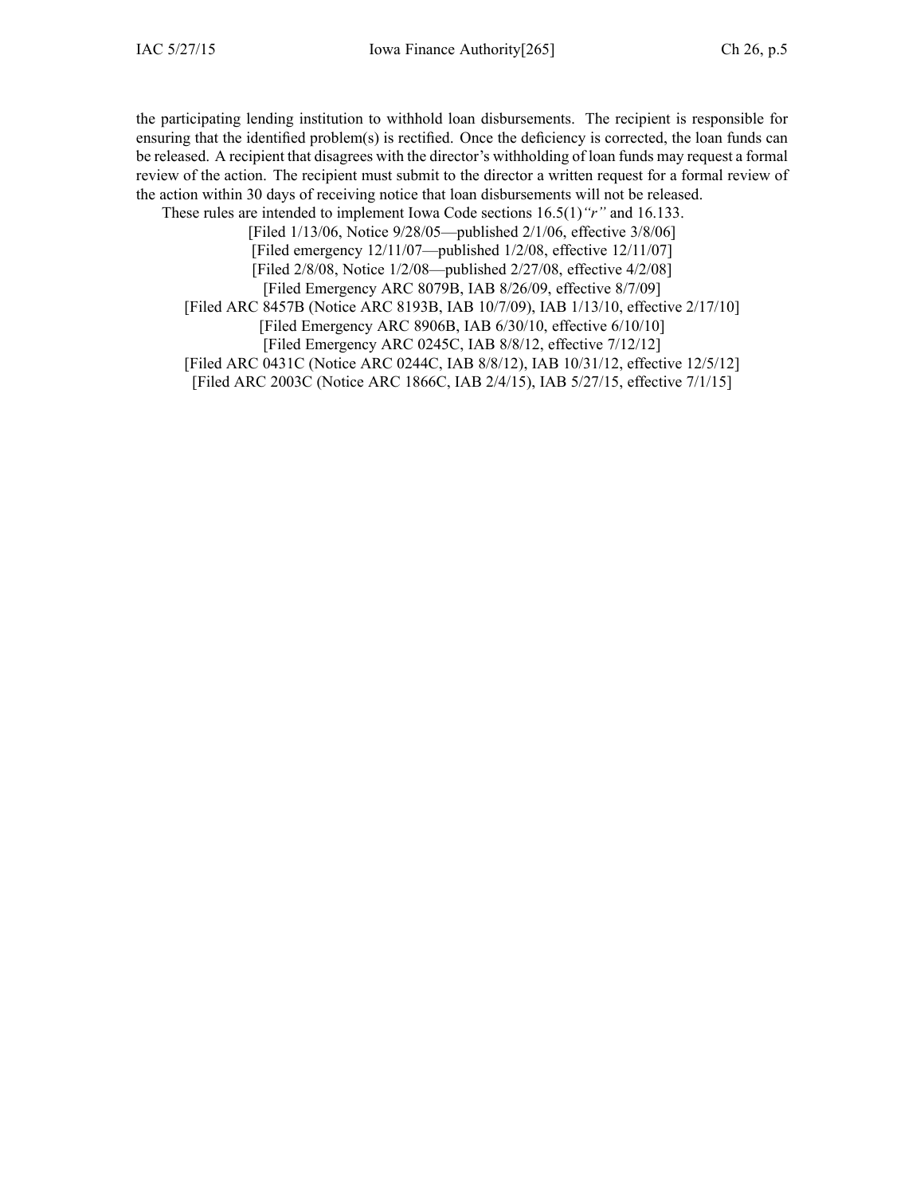the participating lending institution to withhold loan disbursements. The recipient is responsible for ensuring that the identified problem(s) is rectified. Once the deficiency is corrected, the loan funds can be released. A recipient that disagrees with the director's withholding of loan funds may request a formal review of the action. The recipient must submit to the director a written request for a formal review of the action within 30 days of receiving notice that loan disbursements will not be released.

These rules are intended to implement Iowa Code sections 16.5(1)*"r"* and 16.133.

[Filed 1/13/06, Notice 9/28/05—published 2/1/06, effective 3/8/06]
[Filed emergency 12/11/07—published 1/2/08, effective 12/11/07]
[Filed 2/8/08, Notice 1/2/08—published 2/27/08, effective 4/2/08]
[Filed Emergency ARC 8079B, IAB 8/26/09, effective 8/7/09]
[Filed ARC 8457B (Notice ARC 8193B, IAB 10/7/09), IAB 1/13/10, effective 2/17/10]
[Filed Emergency ARC 8906B, IAB 6/30/10, effective 6/10/10]
[Filed Emergency ARC 0245C, IAB 8/8/12, effective 7/12/12]
[Filed ARC 0431C (Notice ARC 0244C, IAB 8/8/12), IAB 10/31/12, effective 12/5/12]
[Filed ARC 2003C (Notice ARC 1866C, IAB 2/4/15), IAB 5/27/15, effective 7/1/15]